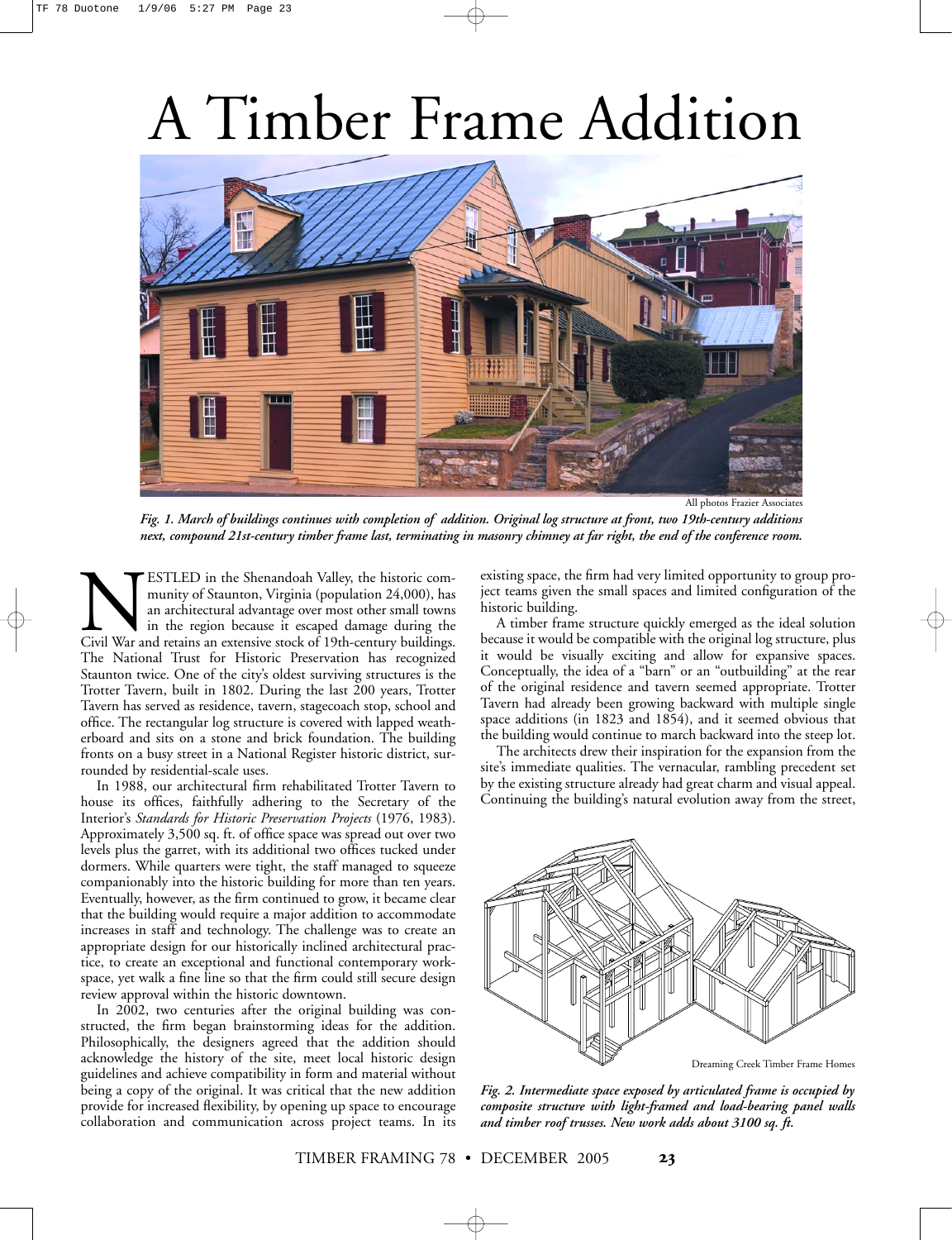# A Timber Frame Addition

All photos Frazier Associates

*Fig. 1. March of buildings continues with completion of addition. Original log structure at front, two 19th-century additions next, compound 21st-century timber frame last, terminating in masonry chimney at far right, the end of the conference room.*

NESTLED in the Shenandoah Valley, the historic community of Staunton, Virginia (population 24,000), has an architectural advantage over most other small towns in the region because it escaped damage during the Civil War and retains an extensive stock of 19th-century buildings. The National Trust for Historic Preservation has recognized Staunton twice. One of the city's oldest surviving structures is the Trotter Tavern, built in 1802. During the last 200 years, Trotter Tavern has served as residence, tavern, stagecoach stop, school and office. The rectangular log structure is covered with lapped weatherboard and sits on a stone and brick foundation. The building fronts on a busy street in a National Register historic district, surrounded by residential-scale uses.

In 1988, our architectural firm rehabilitated Trotter Tavern to house its offices, faithfully adhering to the Secretary of the Interior's *Standards for Historic Preservation Projects* (1976, 1983). Approximately 3,500 sq. ft. of office space was spread out over two levels plus the garret, with its additional two offices tucked under dormers. While quarters were tight, the staff managed to squeeze companionably into the historic building for more than ten years. Eventually, however, as the firm continued to grow, it became clear that the building would require a major addition to accommodate increases in staff and technology. The challenge was to create an appropriate design for our historically inclined architectural practice, to create an exceptional and functional contemporary workspace, yet walk a fine line so that the firm could still secure design review approval within the historic downtown.

In 2002, two centuries after the original building was constructed, the firm began brainstorming ideas for the addition. Philosophically, the designers agreed that the addition should acknowledge the history of the site, meet local historic design guidelines and achieve compatibility in form and material without being a copy of the original. It was critical that the new addition provide for increased flexibility, by opening up space to encourage collaboration and communication across project teams. In its existing space, the firm had very limited opportunity to group project teams given the small spaces and limited configuration of the historic building.

A timber frame structure quickly emerged as the ideal solution because it would be compatible with the original log structure, plus it would be visually exciting and allow for expansive spaces. Conceptually, the idea of a "barn" or an "outbuilding" at the rear of the original residence and tavern seemed appropriate. Trotter Tavern had already been growing backward with multiple single space additions (in 1823 and 1854), and it seemed obvious that the building would continue to march backward into the steep lot.

The architects drew their inspiration for the expansion from the site's immediate qualities. The vernacular, rambling precedent set by the existing structure already had great charm and visual appeal. Continuing the building's natural evolution away from the street,

Dreaming Creek Timber Frame Homes

*Fig. 2. Intermediate space exposed by articulated frame is occupied by composite structure with light-framed and load-bearing panel walls and timber roof trusses. New work adds about 3100 sq. ft.*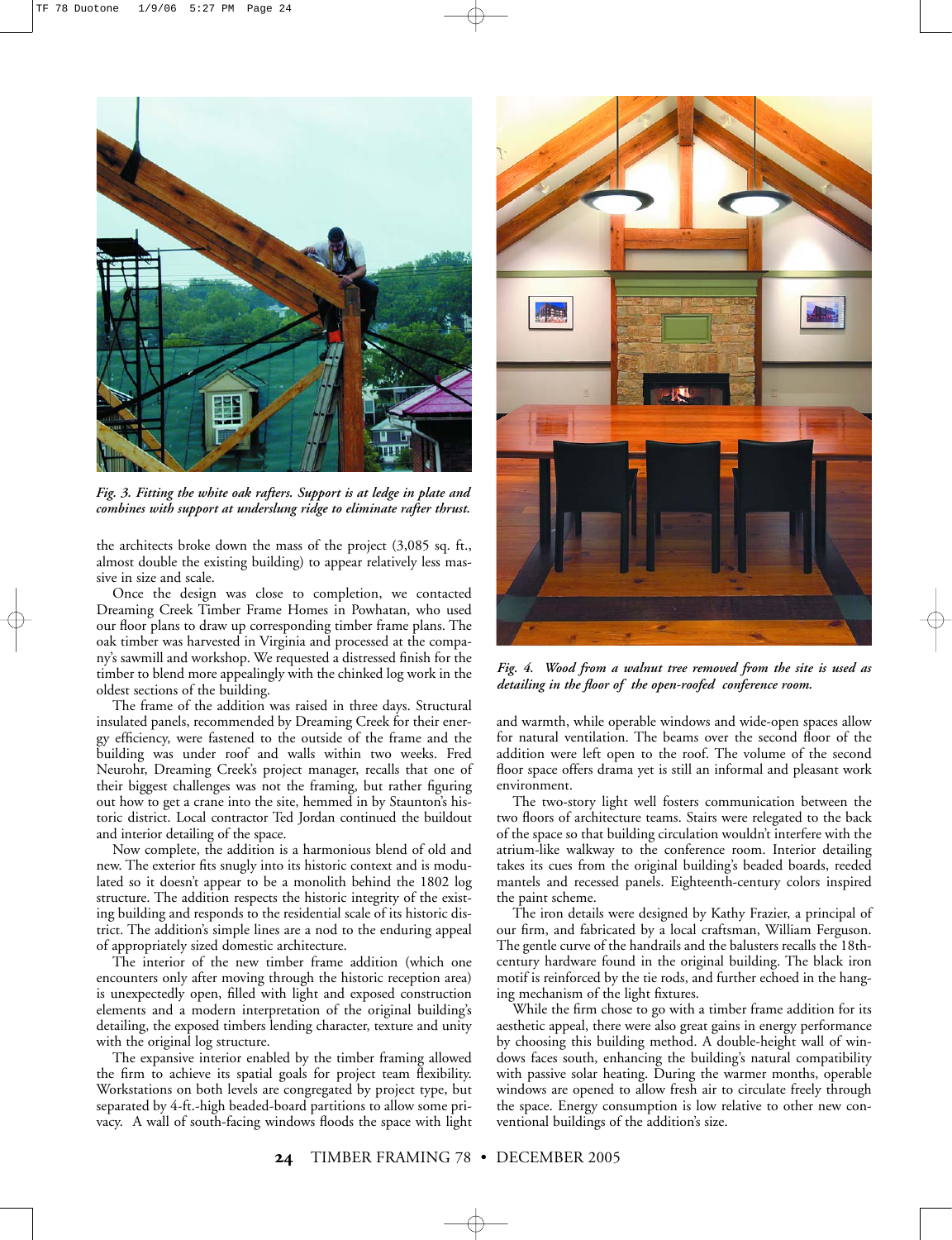*Fig. 3. Fitting the white oak rafters. Support is at ledge in plate and combines with support at underslung ridge to eliminate rafter thrust.*

the architects broke down the mass of the project (3,085 sq. ft., almost double the existing building) to appear relatively less massive in size and scale.

Once the design was close to completion, we contacted Dreaming Creek Timber Frame Homes in Powhatan, who used our floor plans to draw up corresponding timber frame plans. The oak timber was harvested in Virginia and processed at the company's sawmill and workshop. We requested a distressed finish for the timber to blend more appealingly with the chinked log work in the oldest sections of the building.

The frame of the addition was raised in three days. Structural insulated panels, recommended by Dreaming Creek for their energy efficiency, were fastened to the outside of the frame and the building was under roof and walls within two weeks. Fred Neurohr, Dreaming Creek's project manager, recalls that one of their biggest challenges was not the framing, but rather figuring out how to get a crane into the site, hemmed in by Staunton's historic district. Local contractor Ted Jordan continued the buildout and interior detailing of the space.

Now complete, the addition is a harmonious blend of old and new. The exterior fits snugly into its historic context and is modulated so it doesn't appear to be a monolith behind the 1802 log structure. The addition respects the historic integrity of the existing building and responds to the residential scale of its historic district. The addition's simple lines are a nod to the enduring appeal of appropriately sized domestic architecture.

The interior of the new timber frame addition (which one encounters only after moving through the historic reception area) is unexpectedly open, filled with light and exposed construction elements and a modern interpretation of the original building's detailing, the exposed timbers lending character, texture and unity with the original log structure.

The expansive interior enabled by the timber framing allowed the firm to achieve its spatial goals for project team flexibility. Workstations on both levels are congregated by project type, but separated by 4-ft.-high beaded-board partitions to allow some privacy. A wall of south-facing windows floods the space with light and warmth, while operable windows and wide-open spaces allow for natural ventilation. The beams over the second floor of the addition were left open to the roof. The volume of the second floor space offers drama yet is still an informal and pleasant work environment.

*Fig. 4. Wood from a walnut tree removed from the site is used as detailing in the floor of the open-roofed conference room.*

The two-story light well fosters communication between the two floors of architecture teams. Stairs were relegated to the back of the space so that building circulation wouldn't interfere with the atrium-like walkway to the conference room. Interior detailing takes its cues from the original building's beaded boards, reeded mantels and recessed panels. Eighteenth-century colors inspired the paint scheme.

The iron details were designed by Kathy Frazier, a principal of our firm, and fabricated by a local craftsman, William Ferguson. The gentle curve of the handrails and the balusters recalls the 18th-century hardware found in the original building. The black iron motif is reinforced by the tie rods, and further echoed in the hanging mechanism of the light fixtures.

While the firm chose to go with a timber frame addition for its aesthetic appeal, there were also great gains in energy performance by choosing this building method. A double-height wall of windows faces south, enhancing the building's natural compatibility with passive solar heating. During the warmer months, operable windows are opened to allow fresh air to circulate freely through the space. Energy consumption is low relative to other new conventional buildings of the addition's size.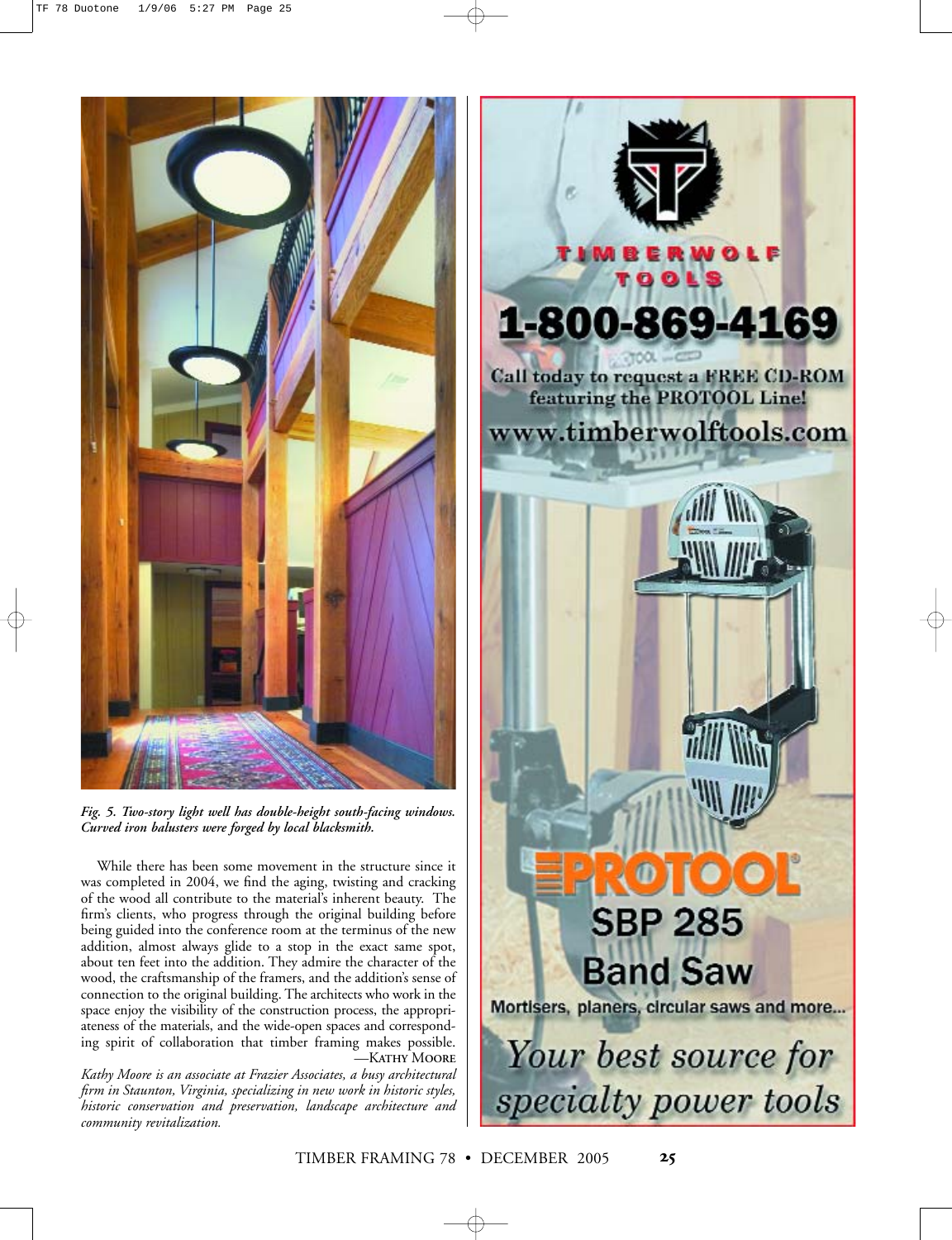*Fig. 5. Two-story light well has double-height south-facing windows. Curved iron balusters were forged by local blacksmith.*

While there has been some movement in the structure since it was completed in 2004, we find the aging, twisting and cracking of the wood all contribute to the material's inherent beauty. The firm's clients, who progress through the original building before being guided into the conference room at the terminus of the new addition, almost always glide to a stop in the exact same spot, about ten feet into the addition. They admire the character of the wood, the craftsmanship of the framers, and the addition's sense of connection to the original building. The architects who work in the space enjoy the visibility of the construction process, the appropriateness of the materials, and the wide-open spaces and corresponding spirit of collaboration that timber framing makes possible.

—Kathy Moore

*Kathy Moore is an associate at Frazier Associates, a busy architectural firm in Staunton, Virginia, specializing in new work in historic styles, historic conservation and preservation, landscape architecture and community revitalization.*

TIMBERWOLF TOOLS

1-800-869-4169

Call today to request a FREE CD-ROM featuring the PROTOOL Line!

www.timberwolftools.com

PROTOOL

SBP 285 Band Saw

Mortisers, planers, circular saws and more...

Your best source for specialty power tools